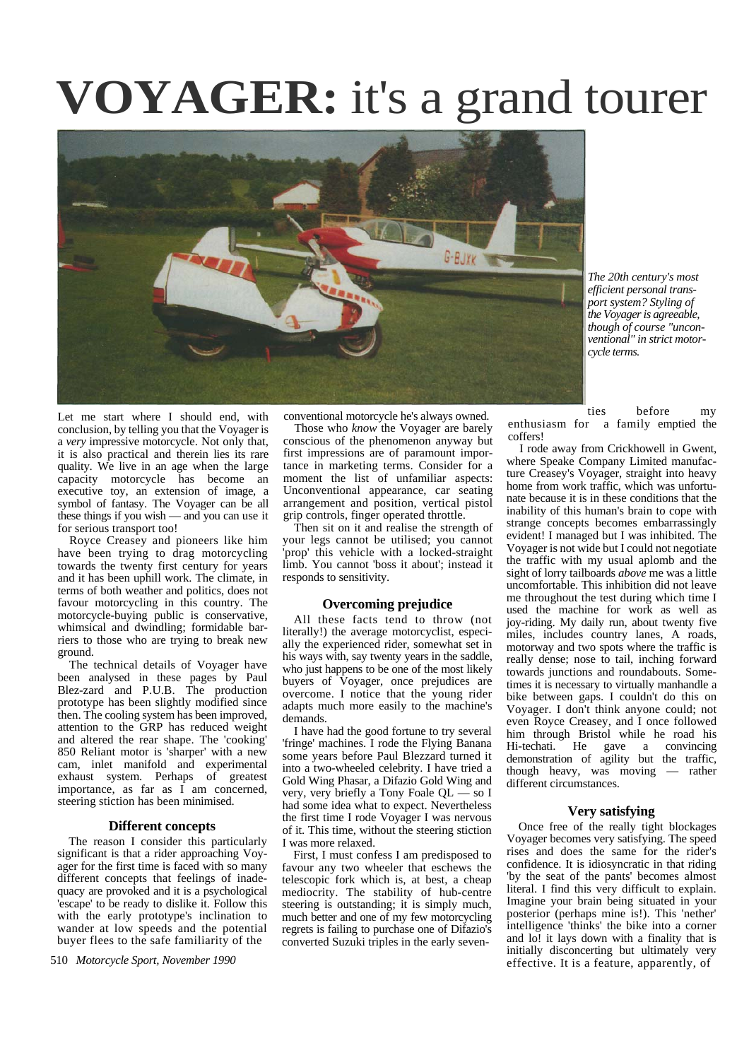# **VOYAGER:** it's a grand tourer

*The 20th century's most efficient personal transport system? Styling of the Voyager is agreeable, though of course "unconventional" in strict motorcycle terms.*

Let me start where I should end, with conclusion, by telling you that the Voyager is a *very* impressive motorcycle. Not only that, it is also practical and therein lies its rare quality. We live in an age when the large capacity motorcycle has become an executive toy, an extension of image, a symbol of fantasy. The Voyager can be all these things if you wish — and you can use it for serious transport too!

Royce Creasey and pioneers like him have been trying to drag motorcycling towards the twenty first century for years and it has been uphill work. The climate, in terms of both weather and politics, does not favour motorcycling in this country. The motorcycle-buying public is conservative, whimsical and dwindling; formidable barriers to those who are trying to break new ground.

The technical details of Voyager have been analysed in these pages by Paul Blez-zard and P.U.B. The production prototype has been slightly modified since then. The cooling system has been improved, attention to the GRP has reduced weight and altered the rear shape. The 'cooking' 850 Reliant motor is 'sharper' with a new cam, inlet manifold and experimental exhaust system. Perhaps of greatest importance, as far as I am concerned, steering stiction has been minimised.

### Different concepts

The reason I consider this particularly significant is that a rider approaching Voyager for the first time is faced with so many different concepts that feelings of inadequacy are provoked and it is a psychological 'escape' to be ready to dislike it. Follow this with the early prototype's inclination to wander at low speeds and the potential buyer flees to the safe familiarity of the conventional motorcycle he's always owned.

Those who *know* the Voyager are barely conscious of the phenomenon anyway but first impressions are of paramount importance in marketing terms. Consider for a moment the list of unfamiliar aspects: Unconventional appearance, car seating arrangement and position, vertical pistol grip controls, finger operated throttle.

Then sit on it and realise the strength of your legs cannot be utilised; you cannot 'prop' this vehicle with a locked-straight limb. You cannot 'boss it about'; instead it responds to sensitivity.

### Overcoming prejudice

All these facts tend to throw (not literally!) the average motorcyclist, especially the experienced rider, somewhat set in his ways with, say twenty years in the saddle, who just happens to be one of the most likely buyers of Voyager, once prejudices are overcome. I notice that the young rider adapts much more easily to the machine's demands.

I have had the good fortune to try several 'fringe' machines. I rode the Flying Banana some years before Paul Blezzard turned it into a two-wheeled celebrity. I have tried a Gold Wing Phasar, a Difazio Gold Wing and very, very briefly a Tony Foale QL — so I had some idea what to expect. Nevertheless the first time I rode Voyager I was nervous of it. This time, without the steering stiction I was more relaxed.

First, I must confess I am predisposed to favour any two wheeler that eschews the telescopic fork which is, at best, a cheap mediocrity. The stability of hub-centre steering is outstanding; it is simply much, much better and one of my few motorcycling regrets is failing to purchase one of Difazio's converted Suzuki triples in the early seventies before my enthusiasm for a family emptied the coffers!

I rode away from Crickhowell in Gwent, where Speake Company Limited manufacture Creasey's Voyager, straight into heavy home from work traffic, which was unfortunate because it is in these conditions that the inability of this human's brain to cope with strange concepts becomes embarrassingly evident! I managed but I was inhibited. The Voyager is not wide but I could not negotiate the traffic with my usual aplomb and the sight of lorry tailboards *above* me was a little uncomfortable. This inhibition did not leave me throughout the test during which time I used the machine for work as well as joy-riding. My daily run, about twenty five miles, includes country lanes, A roads, motorway and two spots where the traffic is really dense; nose to tail, inching forward towards junctions and roundabouts. Sometimes it is necessary to virtually manhandle a bike between gaps. I couldn't do this on Voyager. I don't think anyone could; not even Royce Creasey, and I once followed him through Bristol while he road his Hi-techati. He gave a convincing demonstration of agility but the traffic, though heavy, was moving — rather different circumstances.

### Very satisfying

Once free of the really tight blockages Voyager becomes very satisfying. The speed rises and does the same for the rider's confidence. It is idiosyncratic in that riding 'by the seat of the pants' becomes almost literal. I find this very difficult to explain. Imagine your brain being situated in your posterior (perhaps mine is!). This 'nether' intelligence 'thinks' the bike into a corner and lo! it lays down with a finality that is initially disconcerting but ultimately very effective. It is a feature, apparently, of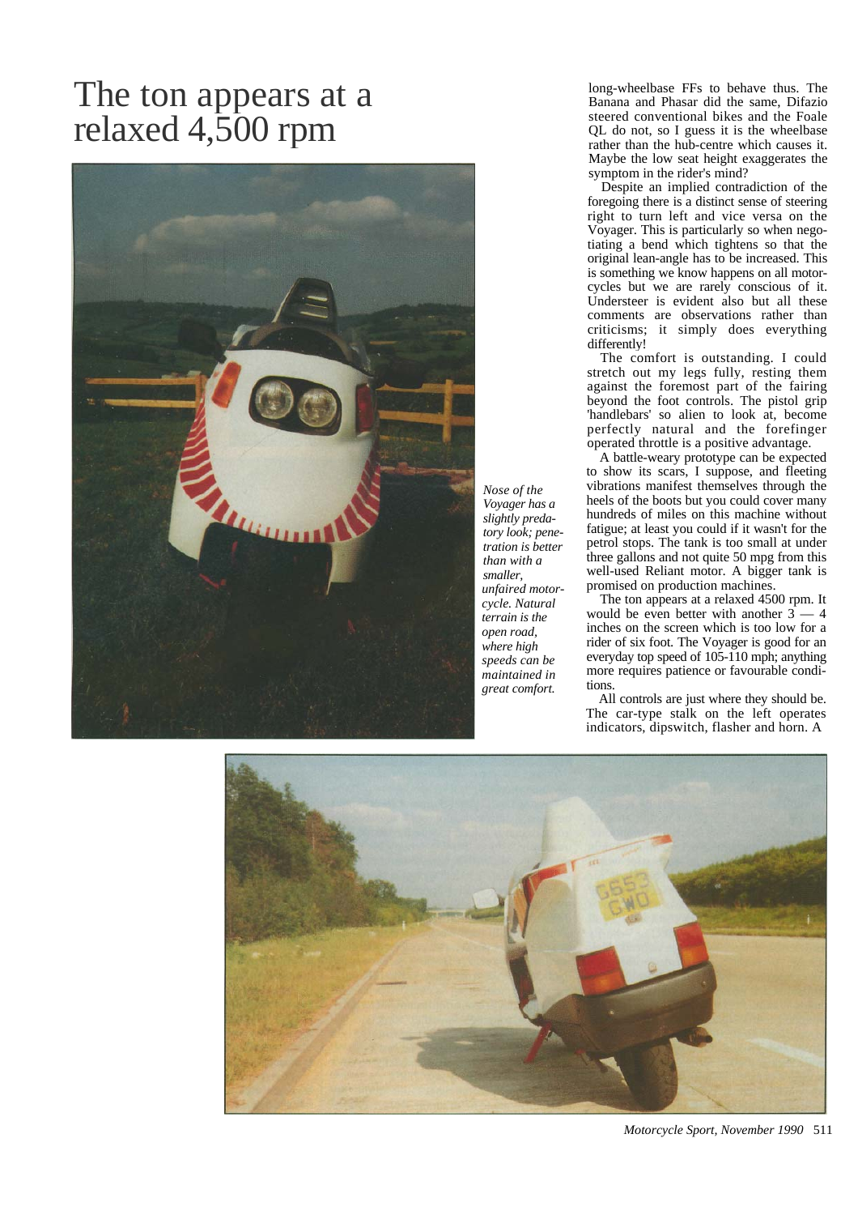# The ton appears at a relaxed 4,500 rpm

*Nose of the Voyager has a slightly predatory look; penetration is better than with a smaller, unfaired motorcycle. Natural terrain is the open road, where high speeds can be maintained in great comfort.*

long-wheelbase FFs to behave thus. The Banana and Phasar did the same, Difazio steered conventional bikes and the Foale QL do not, so I guess it is the wheelbase rather than the hub-centre which causes it. Maybe the low seat height exaggerates the symptom in the rider's mind?

Despite an implied contradiction of the foregoing there is a distinct sense of steering right to turn left and vice versa on the Voyager. This is particularly so when negotiating a bend which tightens so that the original lean-angle has to be increased. This is something we know happens on all motorcycles but we are rarely conscious of it. Understeer is evident also but all these comments are observations rather than criticisms; it simply does everything differently!

The comfort is outstanding. I could stretch out my legs fully, resting them against the foremost part of the fairing beyond the foot controls. The pistol grip 'handlebars' so alien to look at, become perfectly natural and the forefinger operated throttle is a positive advantage.

A battle-weary prototype can be expected to show its scars, I suppose, and fleeting vibrations manifest themselves through the heels of the boots but you could cover many hundreds of miles on this machine without fatigue; at least you could if it wasn't for the petrol stops. The tank is too small at under three gallons and not quite 50 mpg from this well-used Reliant motor. A bigger tank is promised on production machines.

The ton appears at a relaxed 4500 rpm. It would be even better with another 3 — 4 inches on the screen which is too low for a rider of six foot. The Voyager is good for an everyday top speed of 105-110 mph; anything more requires patience or favourable conditions.

All controls are just where they should be. The car-type stalk on the left operates indicators, dipswitch, flasher and horn. A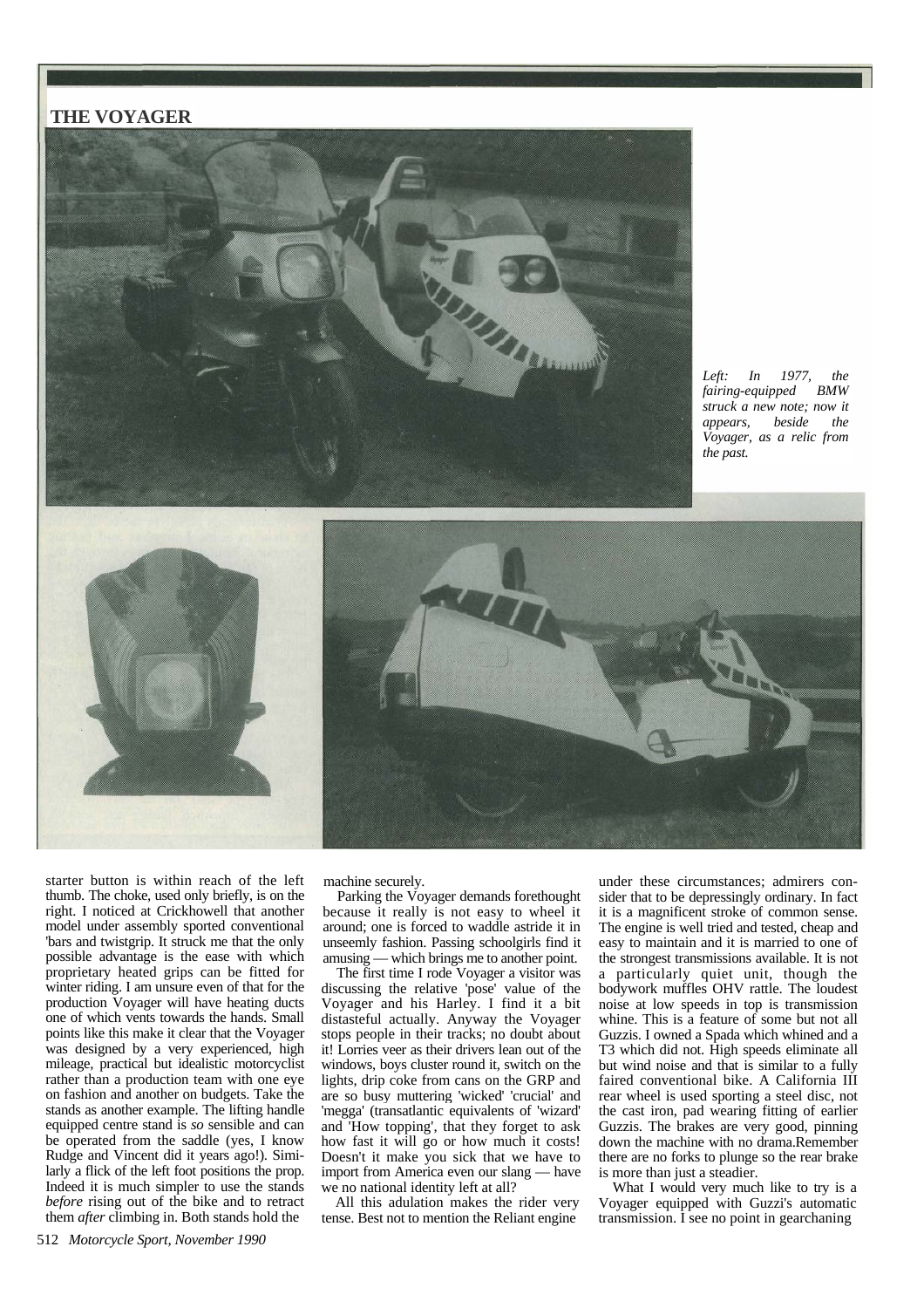## THE VOYAGER

*Left: In 1977, the fairing-equipped BMW struck a new note; now it appears, beside the Voyager, as a relic from the past.*

starter button is within reach of the left thumb. The choke, used only briefly, is on the right. I noticed at Crickhowell that another model under assembly sported conventional 'bars and twistgrip. It struck me that the only possible advantage is the ease with which proprietary heated grips can be fitted for winter riding. I am unsure even of that for the production Voyager will have heating ducts one of which vents towards the hands. Small points like this make it clear that the Voyager was designed by a very experienced, high mileage, practical but idealistic motorcyclist rather than a production team with one eye on fashion and another on budgets. Take the stands as another example. The lifting handle equipped centre stand is *so* sensible and can be operated from the saddle (yes, I know Rudge and Vincent did it years ago!). Similarly a flick of the left foot positions the prop. Indeed it is much simpler to use the stands *before* rising out of the bike and to retract them *after* climbing in. Both stands hold the machine securely.

Parking the Voyager demands forethought because it really is not easy to wheel it around; one is forced to waddle astride it in unseemly fashion. Passing schoolgirls find it amusing — which brings me to another point.

The first time I rode Voyager a visitor was discussing the relative 'pose' value of the Voyager and his Harley. I find it a bit distasteful actually. Anyway the Voyager stops people in their tracks; no doubt about it! Lorries veer as their drivers lean out of the windows, boys cluster round it, switch on the lights, drip coke from cans on the GRP and are so busy muttering 'wicked' 'crucial' and 'megga' (transatlantic equivalents of 'wizard' and 'How topping', that they forget to ask how fast it will go or how much it costs! Doesn't it make you sick that we have to import from America even our slang — have we no national identity left at all?

All this adulation makes the rider very tense. Best not to mention the Reliant engine under these circumstances; admirers consider that to be depressingly ordinary. In fact it is a magnificent stroke of common sense. The engine is well tried and tested, cheap and easy to maintain and it is married to one of the strongest transmissions available. It is not a particularly quiet unit, though the bodywork muffles OHV rattle. The loudest noise at low speeds in top is transmission whine. This is a feature of some but not all Guzzis. I owned a Spada which whined and a T3 which did not. High speeds eliminate all but wind noise and that is similar to a fully faired conventional bike. A California III rear wheel is used sporting a steel disc, not the cast iron, pad wearing fitting of earlier Guzzis. The brakes are very good, pinning down the machine with no drama.Remember there are no forks to plunge so the rear brake is more than just a steadier.

What I would very much like to try is a Voyager equipped with Guzzi's automatic transmission. I see no point in gearchaning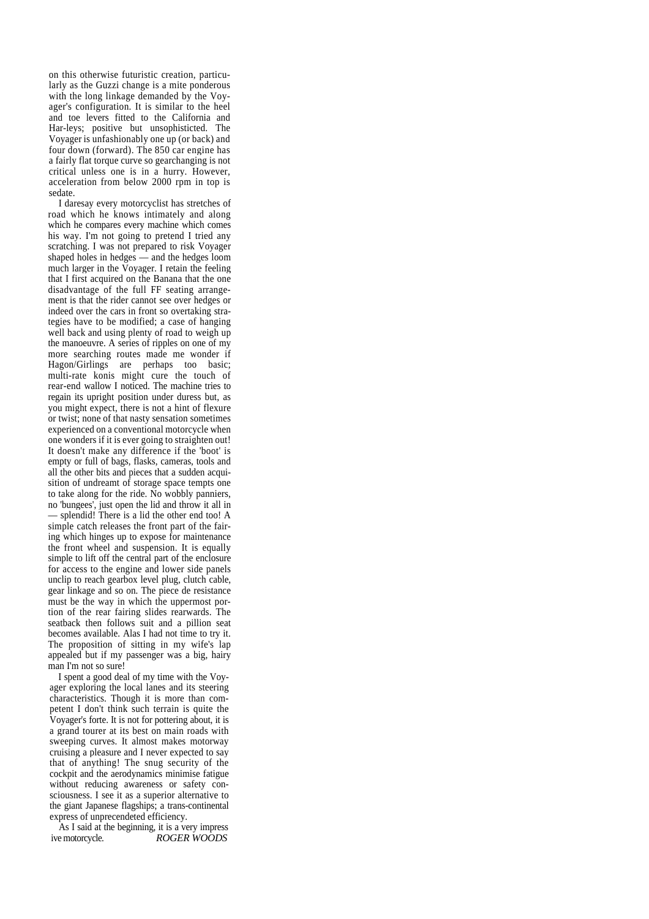on this otherwise futuristic creation, particularly as the Guzzi change is a mite ponderous with the long linkage demanded by the Voyager's configuration. It is similar to the heel and toe levers fitted to the California and Har-leys; positive but unsophisticted. The Voyager is unfashionably one up (or back) and four down (forward). The 850 car engine has a fairly flat torque curve so gearchanging is not critical unless one is in a hurry. However, acceleration from below 2000 rpm in top is sedate.

I daresay every motorcyclist has stretches of road which he knows intimately and along which he compares every machine which comes his way. I'm not going to pretend I tried any scratching. I was not prepared to risk Voyager shaped holes in hedges — and the hedges loom much larger in the Voyager. I retain the feeling that I first acquired on the Banana that the one disadvantage of the full FF seating arrangement is that the rider cannot see over hedges or indeed over the cars in front so overtaking strategies have to be modified; a case of hanging well back and using plenty of road to weigh up the manoeuvre. A series of ripples on one of my more searching routes made me wonder if Hagon/Girlings are perhaps too basic; multi-rate konis might cure the touch of rear-end wallow I noticed. The machine tries to regain its upright position under duress but, as you might expect, there is not a hint of flexure or twist; none of that nasty sensation sometimes experienced on a conventional motorcycle when one wonders if it is ever going to straighten out! It doesn't make any difference if the 'boot' is empty or full of bags, flasks, cameras, tools and all the other bits and pieces that a sudden acquisition of undreamt of storage space tempts one to take along for the ride. No wobbly panniers, no 'bungees', just open the lid and throw it all in — splendid! There is a lid the other end too! A simple catch releases the front part of the fairing which hinges up to expose for maintenance the front wheel and suspension. It is equally simple to lift off the central part of the enclosure for access to the engine and lower side panels unclip to reach gearbox level plug, clutch cable, gear linkage and so on. The piece de resistance must be the way in which the uppermost portion of the rear fairing slides rearwards. The seatback then follows suit and a pillion seat becomes available. Alas I had not time to try it. The proposition of sitting in my wife's lap appealed but if my passenger was a big, hairy man I'm not so sure!

I spent a good deal of my time with the Voyager exploring the local lanes and its steering characteristics. Though it is more than competent I don't think such terrain is quite the Voyager's forte. It is not for pottering about, it is a grand tourer at its best on main roads with sweeping curves. It almost makes motorway cruising a pleasure and I never expected to say that of anything! The snug security of the cockpit and the aerodynamics minimise fatigue without reducing awareness or safety consciousness. I see it as a superior alternative to the giant Japanese flagships; a trans-continental express of unprecendeted efficiency.

As I said at the beginning, it is a very impress ive motorcycle. *ROGER WOODS*